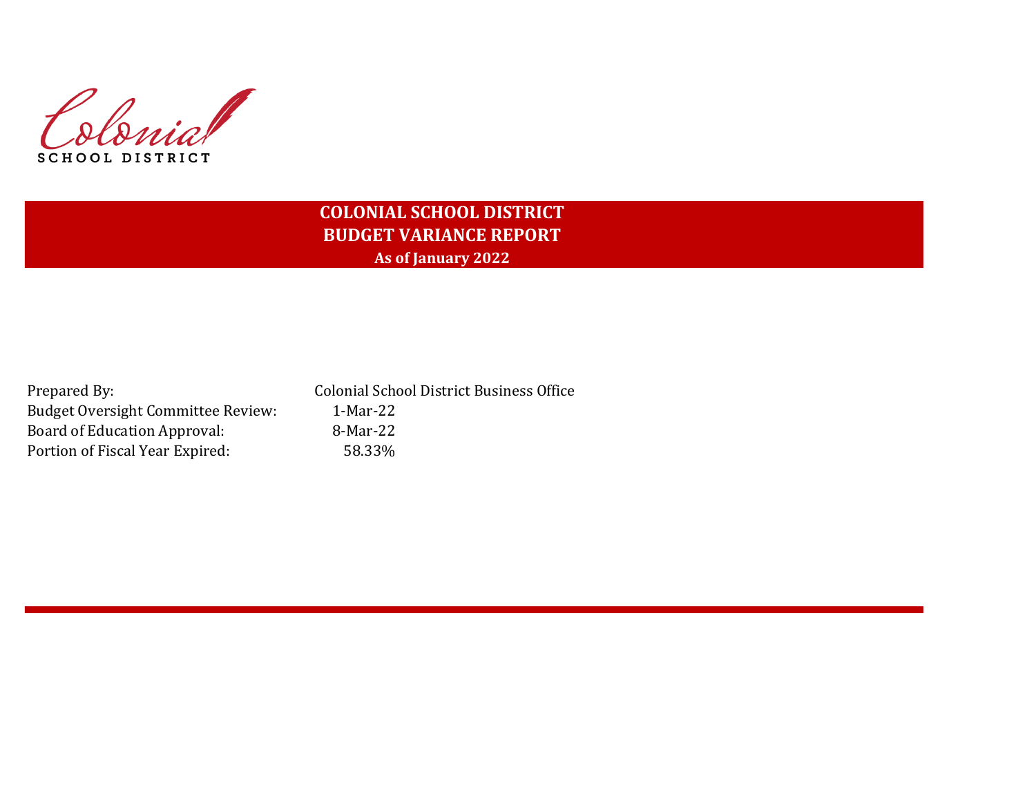Colonial
SCHOOL DISTRICT

# COLONIAL SCHOOL DISTRICT
## BUDGET VARIANCE REPORT
### As of January 2022

| | |
|---|---|
| Prepared By: | Colonial School District Business Office |
| Budget Oversight Committee Review: | 1-Mar-22 |
| Board of Education Approval: | 8-Mar-22 |
| Portion of Fiscal Year Expired: | 58.33% |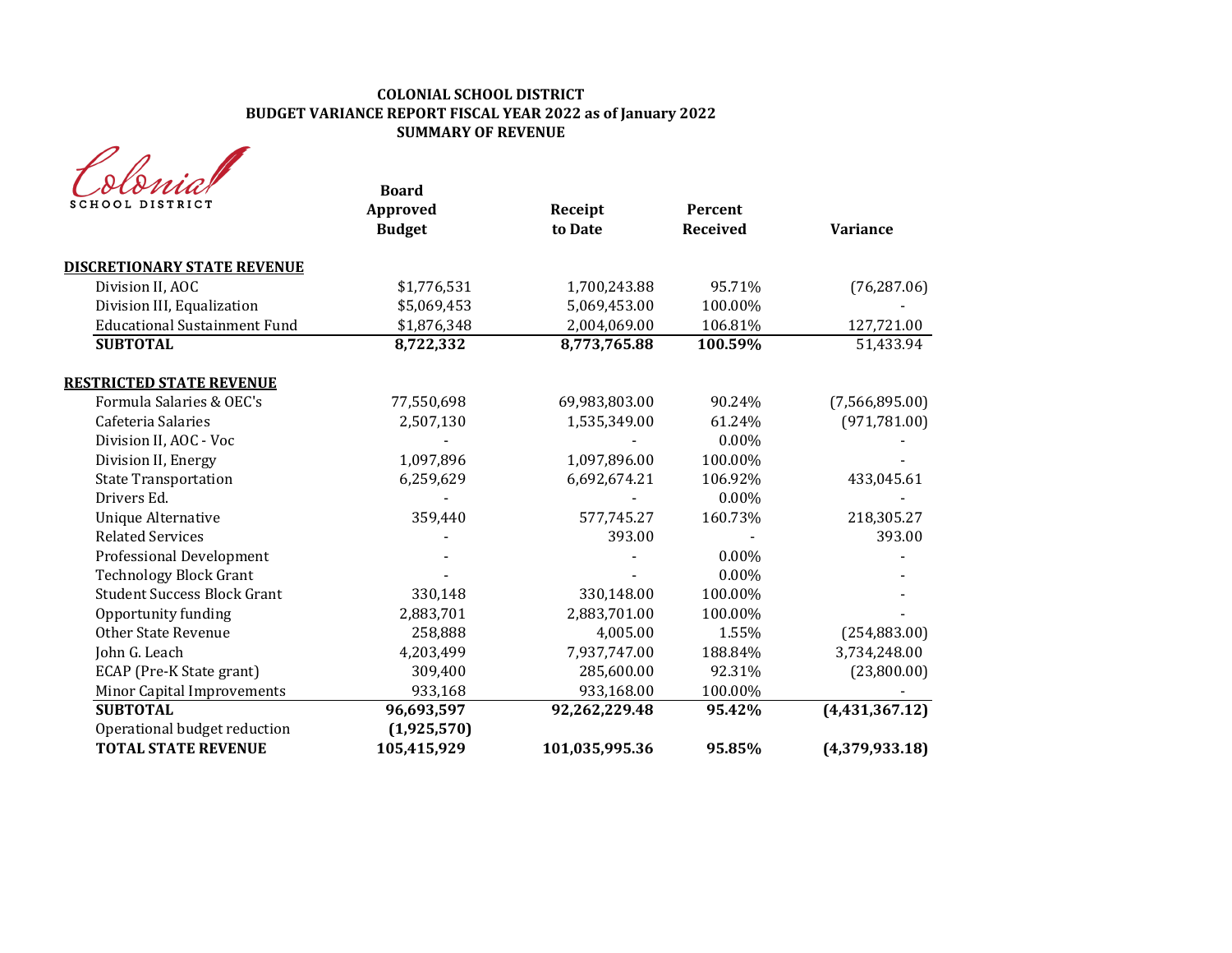**COLONIAL SCHOOL DISTRICT**
**BUDGET VARIANCE REPORT FISCAL YEAR 2022 as of January 2022**
**SUMMARY OF REVENUE**

Colonial SCHOOL DISTRICT

| | Board Approved Budget | Receipt to Date | Percent Received | Variance |
|---|---|---|---|---|
| **DISCRETIONARY STATE REVENUE** | | | | |
| Division II, AOC | $1,776,531 | 1,700,243.88 | 95.71% | (76,287.06) |
| Division III, Equalization | $5,069,453 | 5,069,453.00 | 100.00% | - |
| Educational Sustainment Fund | $1,876,348 | 2,004,069.00 | 106.81% | 127,721.00 |
| **SUBTOTAL** | **8,722,332** | **8,773,765.88** | **100.59%** | 51,433.94 |
| **RESTRICTED STATE REVENUE** | | | | |
| Formula Salaries & OEC's | 77,550,698 | 69,983,803.00 | 90.24% | (7,566,895.00) |
| Cafeteria Salaries | 2,507,130 | 1,535,349.00 | 61.24% | (971,781.00) |
| Division II, AOC - Voc | - | - | 0.00% | - |
| Division II, Energy | 1,097,896 | 1,097,896.00 | 100.00% | - |
| State Transportation | 6,259,629 | 6,692,674.21 | 106.92% | 433,045.61 |
| Drivers Ed. | - | - | 0.00% | - |
| Unique Alternative | 359,440 | 577,745.27 | 160.73% | 218,305.27 |
| Related Services | - | 393.00 | - | 393.00 |
| Professional Development | - | - | 0.00% | - |
| Technology Block Grant | - | - | 0.00% | - |
| Student Success Block Grant | 330,148 | 330,148.00 | 100.00% | - |
| Opportunity funding | 2,883,701 | 2,883,701.00 | 100.00% | - |
| Other State Revenue | 258,888 | 4,005.00 | 1.55% | (254,883.00) |
| John G. Leach | 4,203,499 | 7,937,747.00 | 188.84% | 3,734,248.00 |
| ECAP (Pre-K State grant) | 309,400 | 285,600.00 | 92.31% | (23,800.00) |
| Minor Capital Improvements | 933,168 | 933,168.00 | 100.00% | - |
| **SUBTOTAL** | **96,693,597** | **92,262,229.48** | **95.42%** | **(4,431,367.12)** |
| Operational budget reduction | **(1,925,570)** | | | |
| **TOTAL STATE REVENUE** | **105,415,929** | **101,035,995.36** | **95.85%** | **(4,379,933.18)** |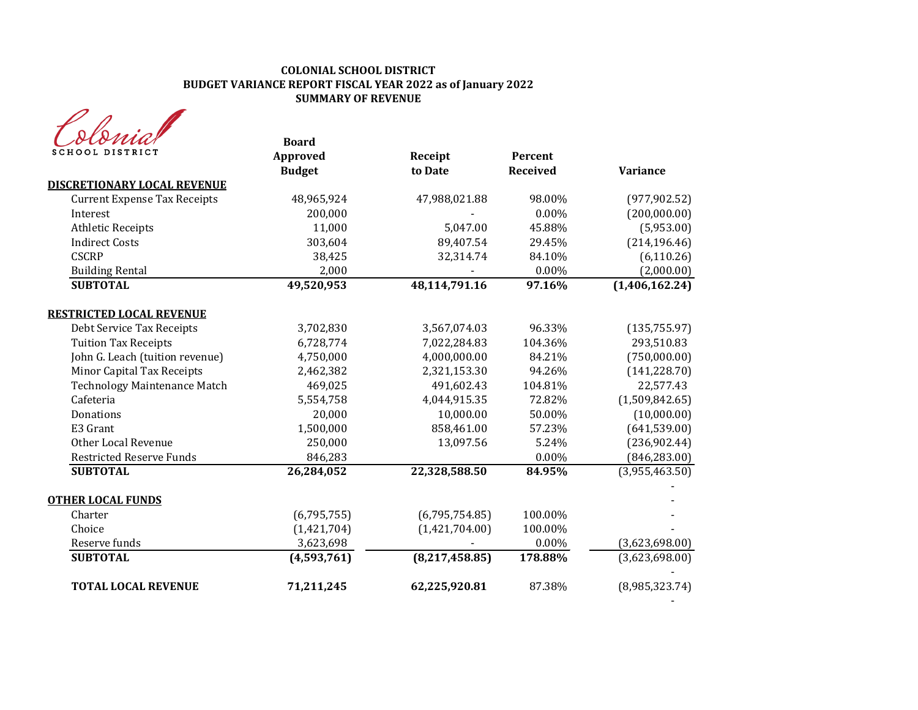**COLONIAL SCHOOL DISTRICT**
**BUDGET VARIANCE REPORT FISCAL YEAR 2022 as of January 2022**
**SUMMARY OF REVENUE**

Colonial SCHOOL DISTRICT

| | Board Approved Budget | Receipt to Date | Percent Received | Variance |
|---|---|---|---|---|
| **DISCRETIONARY LOCAL REVENUE** | | | | |
| Current Expense Tax Receipts | 48,965,924 | 47,988,021.88 | 98.00% | (977,902.52) |
| Interest | 200,000 | - | 0.00% | (200,000.00) |
| Athletic Receipts | 11,000 | 5,047.00 | 45.88% | (5,953.00) |
| Indirect Costs | 303,604 | 89,407.54 | 29.45% | (214,196.46) |
| CSCRP | 38,425 | 32,314.74 | 84.10% | (6,110.26) |
| Building Rental | 2,000 | - | 0.00% | (2,000.00) |
| **SUBTOTAL** | **49,520,953** | **48,114,791.16** | **97.16%** | **(1,406,162.24)** |
| **RESTRICTED LOCAL REVENUE** | | | | |
| Debt Service Tax Receipts | 3,702,830 | 3,567,074.03 | 96.33% | (135,755.97) |
| Tuition Tax Receipts | 6,728,774 | 7,022,284.83 | 104.36% | 293,510.83 |
| John G. Leach (tuition revenue) | 4,750,000 | 4,000,000.00 | 84.21% | (750,000.00) |
| Minor Capital Tax Receipts | 2,462,382 | 2,321,153.30 | 94.26% | (141,228.70) |
| Technology Maintenance Match | 469,025 | 491,602.43 | 104.81% | 22,577.43 |
| Cafeteria | 5,554,758 | 4,044,915.35 | 72.82% | (1,509,842.65) |
| Donations | 20,000 | 10,000.00 | 50.00% | (10,000.00) |
| E3 Grant | 1,500,000 | 858,461.00 | 57.23% | (641,539.00) |
| Other Local Revenue | 250,000 | 13,097.56 | 5.24% | (236,902.44) |
| Restricted Reserve Funds | 846,283 | | 0.00% | (846,283.00) |
| **SUBTOTAL** | **26,284,052** | **22,328,588.50** | **84.95%** | (3,955,463.50) |
| | | | | - |
| **OTHER LOCAL FUNDS** | | | | - |
| Charter | (6,795,755) | (6,795,754.85) | 100.00% | - |
| Choice | (1,421,704) | (1,421,704.00) | 100.00% | - |
| Reserve funds | 3,623,698 | - | 0.00% | (3,623,698.00) |
| **SUBTOTAL** | **(4,593,761)** | **(8,217,458.85)** | **178.88%** | (3,623,698.00) |
| | | | | - |
| **TOTAL LOCAL REVENUE** | **71,211,245** | **62,225,920.81** | 87.38% | (8,985,323.74) |
| | | | | - |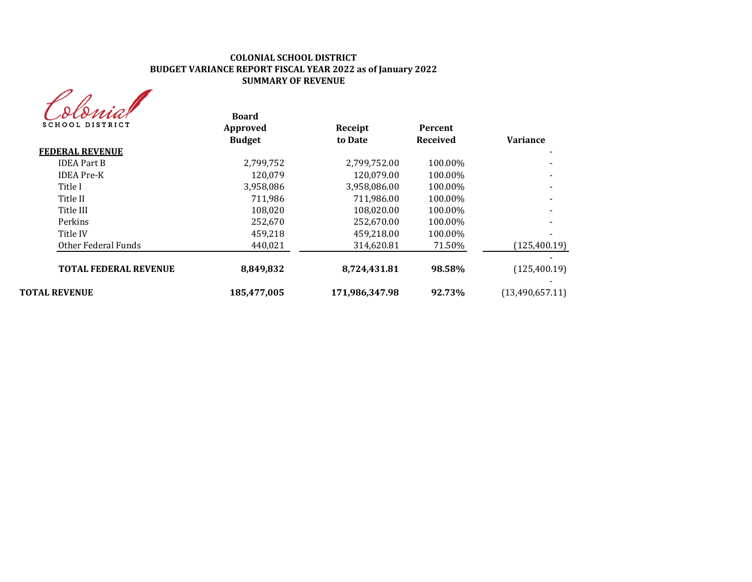**COLONIAL SCHOOL DISTRICT**
**BUDGET VARIANCE REPORT FISCAL YEAR 2022 as of January 2022**
**SUMMARY OF REVENUE**

Colonial SCHOOL DISTRICT

| | Board Approved Budget | Receipt to Date | Percent Received | Variance |
|---|---|---|---|---|
| **FEDERAL REVENUE** | | | | - |
| IDEA Part B | 2,799,752 | 2,799,752.00 | 100.00% | - |
| IDEA Pre-K | 120,079 | 120,079.00 | 100.00% | - |
| Title I | 3,958,086 | 3,958,086.00 | 100.00% | - |
| Title II | 711,986 | 711,986.00 | 100.00% | - |
| Title III | 108,020 | 108,020.00 | 100.00% | - |
| Perkins | 252,670 | 252,670.00 | 100.00% | - |
| Title IV | 459,218 | 459,218.00 | 100.00% | - |
| Other Federal Funds | 440,021 | 314,620.81 | 71.50% | (125,400.19) |
| | | | | - |
| **TOTAL FEDERAL REVENUE** | **8,849,832** | **8,724,431.81** | **98.58%** | (125,400.19) |
| | | | | - |
| **TOTAL REVENUE** | **185,477,005** | **171,986,347.98** | **92.73%** | (13,490,657.11) |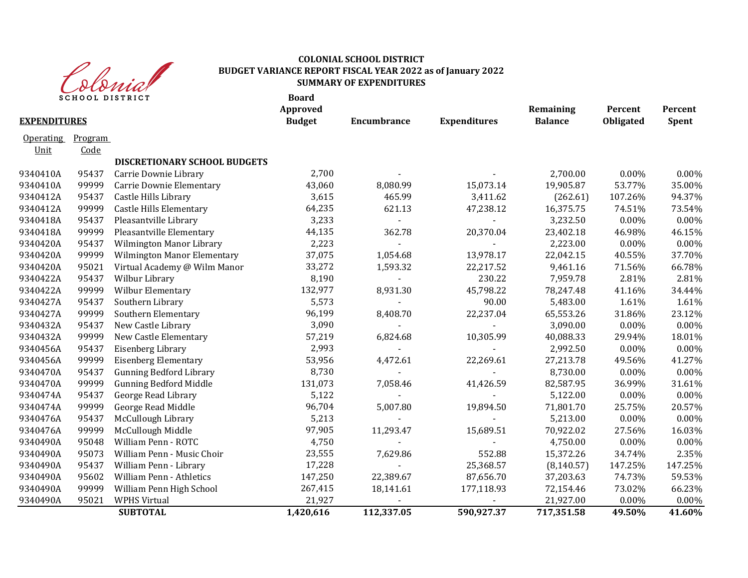**COLONIAL SCHOOL DISTRICT**
**BUDGET VARIANCE REPORT FISCAL YEAR 2022 as of January 2022**
**SUMMARY OF EXPENDITURES**

| **EXPENDITURES** | | | **Board Approved Budget** | **Encumbrance** | **Expenditures** | **Remaining Balance** | **Percent Obligated** | **Percent Spent** |
|---|---|---|---|---|---|---|---|---|
| Operating Unit | Program Code | | | | | | | |
| | | **DISCRETIONARY SCHOOL BUDGETS** | | | | | | |
| 9340410A | 95437 | Carrie Downie Library | 2,700 | - | - | 2,700.00 | 0.00% | 0.00% |
| 9340410A | 99999 | Carrie Downie Elementary | 43,060 | 8,080.99 | 15,073.14 | 19,905.87 | 53.77% | 35.00% |
| 9340412A | 95437 | Castle Hills Library | 3,615 | 465.99 | 3,411.62 | (262.61) | 107.26% | 94.37% |
| 9340412A | 99999 | Castle Hills Elementary | 64,235 | 621.13 | 47,238.12 | 16,375.75 | 74.51% | 73.54% |
| 9340418A | 95437 | Pleasantville Library | 3,233 | - | - | 3,232.50 | 0.00% | 0.00% |
| 9340418A | 99999 | Pleasantville Elementary | 44,135 | 362.78 | 20,370.04 | 23,402.18 | 46.98% | 46.15% |
| 9340420A | 95437 | Wilmington Manor Library | 2,223 | - | - | 2,223.00 | 0.00% | 0.00% |
| 9340420A | 99999 | Wilmington Manor Elementary | 37,075 | 1,054.68 | 13,978.17 | 22,042.15 | 40.55% | 37.70% |
| 9340420A | 95021 | Virtual Academy @ Wilm Manor | 33,272 | 1,593.32 | 22,217.52 | 9,461.16 | 71.56% | 66.78% |
| 9340422A | 95437 | Wilbur Library | 8,190 | - | 230.22 | 7,959.78 | 2.81% | 2.81% |
| 9340422A | 99999 | Wilbur Elementary | 132,977 | 8,931.30 | 45,798.22 | 78,247.48 | 41.16% | 34.44% |
| 9340427A | 95437 | Southern Library | 5,573 | - | 90.00 | 5,483.00 | 1.61% | 1.61% |
| 9340427A | 99999 | Southern Elementary | 96,199 | 8,408.70 | 22,237.04 | 65,553.26 | 31.86% | 23.12% |
| 9340432A | 95437 | New Castle Library | 3,090 | - | - | 3,090.00 | 0.00% | 0.00% |
| 9340432A | 99999 | New Castle Elementary | 57,219 | 6,824.68 | 10,305.99 | 40,088.33 | 29.94% | 18.01% |
| 9340456A | 95437 | Eisenberg Library | 2,993 | - | - | 2,992.50 | 0.00% | 0.00% |
| 9340456A | 99999 | Eisenberg Elementary | 53,956 | 4,472.61 | 22,269.61 | 27,213.78 | 49.56% | 41.27% |
| 9340470A | 95437 | Gunning Bedford Library | 8,730 | - | - | 8,730.00 | 0.00% | 0.00% |
| 9340470A | 99999 | Gunning Bedford Middle | 131,073 | 7,058.46 | 41,426.59 | 82,587.95 | 36.99% | 31.61% |
| 9340474A | 95437 | George Read Library | 5,122 | - | - | 5,122.00 | 0.00% | 0.00% |
| 9340474A | 99999 | George Read Middle | 96,704 | 5,007.80 | 19,894.50 | 71,801.70 | 25.75% | 20.57% |
| 9340476A | 95437 | McCullough Library | 5,213 | - | - | 5,213.00 | 0.00% | 0.00% |
| 9340476A | 99999 | McCullough Middle | 97,905 | 11,293.47 | 15,689.51 | 70,922.02 | 27.56% | 16.03% |
| 9340490A | 95048 | William Penn - ROTC | 4,750 | - | - | 4,750.00 | 0.00% | 0.00% |
| 9340490A | 95073 | William Penn - Music Choir | 23,555 | 7,629.86 | 552.88 | 15,372.26 | 34.74% | 2.35% |
| 9340490A | 95437 | William Penn - Library | 17,228 | - | 25,368.57 | (8,140.57) | 147.25% | 147.25% |
| 9340490A | 95602 | William Penn - Athletics | 147,250 | 22,389.67 | 87,656.70 | 37,203.63 | 74.73% | 59.53% |
| 9340490A | 99999 | William Penn High School | 267,415 | 18,141.61 | 177,118.93 | 72,154.46 | 73.02% | 66.23% |
| 9340490A | 95021 | WPHS Virtual | 21,927 | - | - | 21,927.00 | 0.00% | 0.00% |
| | | **SUBTOTAL** | **1,420,616** | **112,337.05** | **590,927.37** | **717,351.58** | **49.50%** | **41.60%** |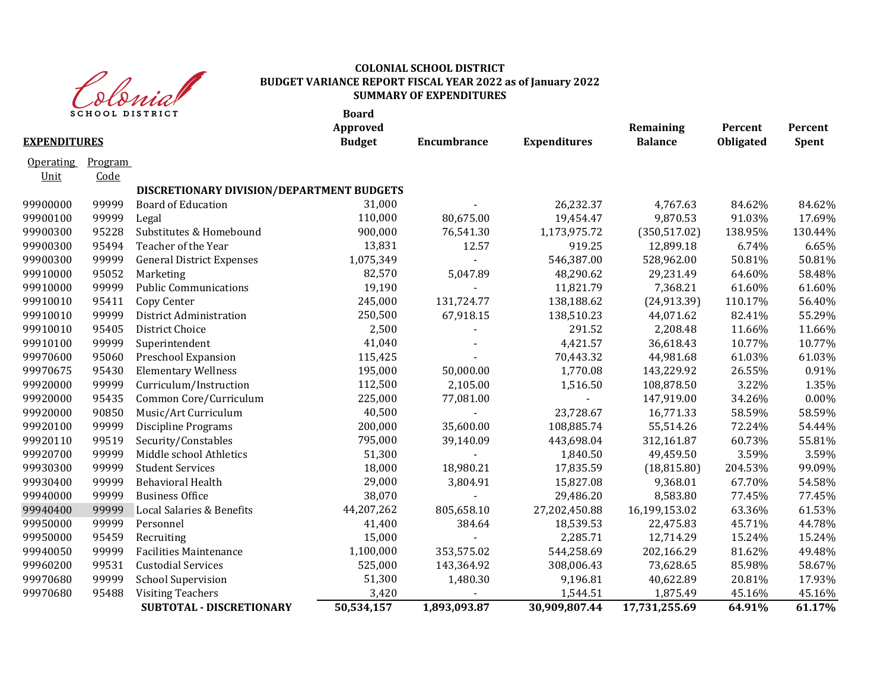Colonial SCHOOL DISTRICT

**COLONIAL SCHOOL DISTRICT**
**BUDGET VARIANCE REPORT FISCAL YEAR 2022 as of January 2022**
**SUMMARY OF EXPENDITURES**

| **EXPENDITURES** Operating Unit | Program Code | | **Board Approved Budget** | **Encumbrance** | **Expenditures** | **Remaining Balance** | **Percent Obligated** | **Percent Spent** |
|---|---|---|---|---|---|---|---|---|
| | | **DISCRETIONARY DIVISION/DEPARTMENT BUDGETS** | | | | | | |
| 99900000 | 99999 | Board of Education | 31,000 | - | 26,232.37 | 4,767.63 | 84.62% | 84.62% |
| 99900100 | 99999 | Legal | 110,000 | 80,675.00 | 19,454.47 | 9,870.53 | 91.03% | 17.69% |
| 99900300 | 95228 | Substitutes & Homebound | 900,000 | 76,541.30 | 1,173,975.72 | (350,517.02) | 138.95% | 130.44% |
| 99900300 | 95494 | Teacher of the Year | 13,831 | 12.57 | 919.25 | 12,899.18 | 6.74% | 6.65% |
| 99900300 | 99999 | General District Expenses | 1,075,349 | - | 546,387.00 | 528,962.00 | 50.81% | 50.81% |
| 99910000 | 95052 | Marketing | 82,570 | 5,047.89 | 48,290.62 | 29,231.49 | 64.60% | 58.48% |
| 99910000 | 99999 | Public Communications | 19,190 | - | 11,821.79 | 7,368.21 | 61.60% | 61.60% |
| 99910010 | 95411 | Copy Center | 245,000 | 131,724.77 | 138,188.62 | (24,913.39) | 110.17% | 56.40% |
| 99910010 | 99999 | District Administration | 250,500 | 67,918.15 | 138,510.23 | 44,071.62 | 82.41% | 55.29% |
| 99910010 | 95405 | District Choice | 2,500 | - | 291.52 | 2,208.48 | 11.66% | 11.66% |
| 99910100 | 99999 | Superintendent | 41,040 | - | 4,421.57 | 36,618.43 | 10.77% | 10.77% |
| 99970600 | 95060 | Preschool Expansion | 115,425 | - | 70,443.32 | 44,981.68 | 61.03% | 61.03% |
| 99970675 | 95430 | Elementary Wellness | 195,000 | 50,000.00 | 1,770.08 | 143,229.92 | 26.55% | 0.91% |
| 99920000 | 99999 | Curriculum/Instruction | 112,500 | 2,105.00 | 1,516.50 | 108,878.50 | 3.22% | 1.35% |
| 99920000 | 95435 | Common Core/Curriculum | 225,000 | 77,081.00 | - | 147,919.00 | 34.26% | 0.00% |
| 99920000 | 90850 | Music/Art Curriculum | 40,500 | - | 23,728.67 | 16,771.33 | 58.59% | 58.59% |
| 99920100 | 99999 | Discipline Programs | 200,000 | 35,600.00 | 108,885.74 | 55,514.26 | 72.24% | 54.44% |
| 99920110 | 99519 | Security/Constables | 795,000 | 39,140.09 | 443,698.04 | 312,161.87 | 60.73% | 55.81% |
| 99920700 | 99999 | Middle school Athletics | 51,300 | - | 1,840.50 | 49,459.50 | 3.59% | 3.59% |
| 99930300 | 99999 | Student Services | 18,000 | 18,980.21 | 17,835.59 | (18,815.80) | 204.53% | 99.09% |
| 99930400 | 99999 | Behavioral Health | 29,000 | 3,804.91 | 15,827.08 | 9,368.01 | 67.70% | 54.58% |
| 99940000 | 99999 | Business Office | 38,070 | - | 29,486.20 | 8,583.80 | 77.45% | 77.45% |
| 99940400 | 99999 | Local Salaries & Benefits | 44,207,262 | 805,658.10 | 27,202,450.88 | 16,199,153.02 | 63.36% | 61.53% |
| 99950000 | 99999 | Personnel | 41,400 | 384.64 | 18,539.53 | 22,475.83 | 45.71% | 44.78% |
| 99950000 | 95459 | Recruiting | 15,000 | - | 2,285.71 | 12,714.29 | 15.24% | 15.24% |
| 99940050 | 99999 | Facilities Maintenance | 1,100,000 | 353,575.02 | 544,258.69 | 202,166.29 | 81.62% | 49.48% |
| 99960200 | 99531 | Custodial Services | 525,000 | 143,364.92 | 308,006.43 | 73,628.65 | 85.98% | 58.67% |
| 99970680 | 99999 | School Supervision | 51,300 | 1,480.30 | 9,196.81 | 40,622.89 | 20.81% | 17.93% |
| 99970680 | 95488 | Visiting Teachers | 3,420 | - | 1,544.51 | 1,875.49 | 45.16% | 45.16% |
| | | **SUBTOTAL - DISCRETIONARY** | **50,534,157** | **1,893,093.87** | **30,909,807.44** | **17,731,255.69** | **64.91%** | **61.17%** |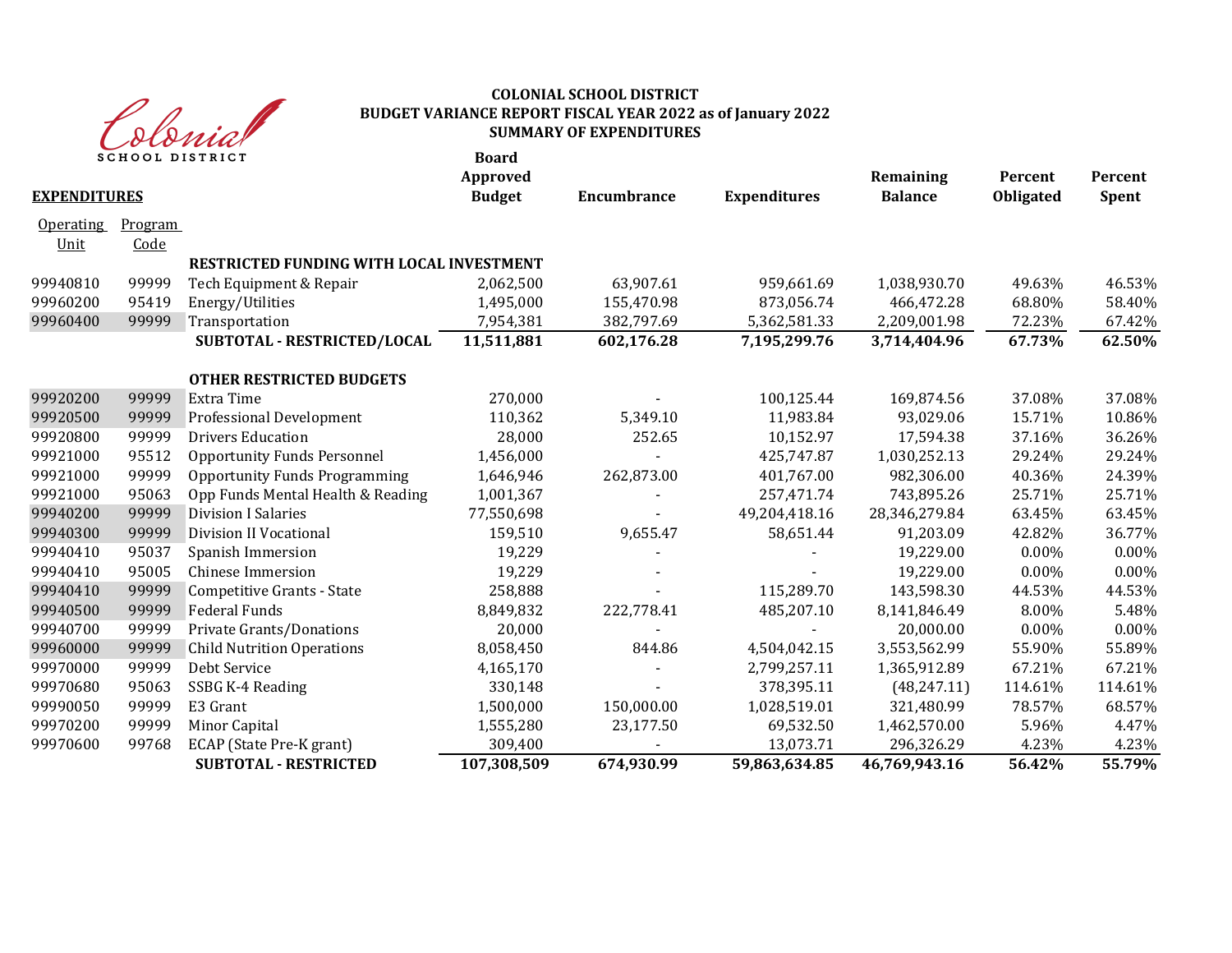Colonial SCHOOL DISTRICT

**COLONIAL SCHOOL DISTRICT**
**BUDGET VARIANCE REPORT FISCAL YEAR 2022 as of January 2022**
**SUMMARY OF EXPENDITURES**

| **EXPENDITURES** Operating Unit | Program Code | | **Board Approved Budget** | **Encumbrance** | **Expenditures** | **Remaining Balance** | **Percent Obligated** | **Percent Spent** |
|---|---|---|---|---|---|---|---|---|
| | | **RESTRICTED FUNDING WITH LOCAL INVESTMENT** | | | | | | |
| 99940810 | 99999 | Tech Equipment & Repair | 2,062,500 | 63,907.61 | 959,661.69 | 1,038,930.70 | 49.63% | 46.53% |
| 99960200 | 95419 | Energy/Utilities | 1,495,000 | 155,470.98 | 873,056.74 | 466,472.28 | 68.80% | 58.40% |
| 99960400 | 99999 | Transportation | 7,954,381 | 382,797.69 | 5,362,581.33 | 2,209,001.98 | 72.23% | 67.42% |
| | | **SUBTOTAL - RESTRICTED/LOCAL** | **11,511,881** | **602,176.28** | **7,195,299.76** | **3,714,404.96** | **67.73%** | **62.50%** |
| | | **OTHER RESTRICTED BUDGETS** | | | | | | |
| 99920200 | 99999 | Extra Time | 270,000 | - | 100,125.44 | 169,874.56 | 37.08% | 37.08% |
| 99920500 | 99999 | Professional Development | 110,362 | 5,349.10 | 11,983.84 | 93,029.06 | 15.71% | 10.86% |
| 99920800 | 99999 | Drivers Education | 28,000 | 252.65 | 10,152.97 | 17,594.38 | 37.16% | 36.26% |
| 99921000 | 95512 | Opportunity Funds Personnel | 1,456,000 | - | 425,747.87 | 1,030,252.13 | 29.24% | 29.24% |
| 99921000 | 99999 | Opportunity Funds Programming | 1,646,946 | 262,873.00 | 401,767.00 | 982,306.00 | 40.36% | 24.39% |
| 99921000 | 95063 | Opp Funds Mental Health & Reading | 1,001,367 | - | 257,471.74 | 743,895.26 | 25.71% | 25.71% |
| 99940200 | 99999 | Division I Salaries | 77,550,698 | - | 49,204,418.16 | 28,346,279.84 | 63.45% | 63.45% |
| 99940300 | 99999 | Division II Vocational | 159,510 | 9,655.47 | 58,651.44 | 91,203.09 | 42.82% | 36.77% |
| 99940410 | 95037 | Spanish Immersion | 19,229 | - | - | 19,229.00 | 0.00% | 0.00% |
| 99940410 | 95005 | Chinese Immersion | 19,229 | - | - | 19,229.00 | 0.00% | 0.00% |
| 99940410 | 99999 | Competitive Grants - State | 258,888 | - | 115,289.70 | 143,598.30 | 44.53% | 44.53% |
| 99940500 | 99999 | Federal Funds | 8,849,832 | 222,778.41 | 485,207.10 | 8,141,846.49 | 8.00% | 5.48% |
| 99940700 | 99999 | Private Grants/Donations | 20,000 | - | - | 20,000.00 | 0.00% | 0.00% |
| 99960000 | 99999 | Child Nutrition Operations | 8,058,450 | 844.86 | 4,504,042.15 | 3,553,562.99 | 55.90% | 55.89% |
| 99970000 | 99999 | Debt Service | 4,165,170 | - | 2,799,257.11 | 1,365,912.89 | 67.21% | 67.21% |
| 99970680 | 95063 | SSBG K-4 Reading | 330,148 | - | 378,395.11 | (48,247.11) | 114.61% | 114.61% |
| 99990050 | 99999 | E3 Grant | 1,500,000 | 150,000.00 | 1,028,519.01 | 321,480.99 | 78.57% | 68.57% |
| 99970200 | 99999 | Minor Capital | 1,555,280 | 23,177.50 | 69,532.50 | 1,462,570.00 | 5.96% | 4.47% |
| 99970600 | 99768 | ECAP (State Pre-K grant) | 309,400 | - | 13,073.71 | 296,326.29 | 4.23% | 4.23% |
| | | **SUBTOTAL - RESTRICTED** | **107,308,509** | **674,930.99** | **59,863,634.85** | **46,769,943.16** | **56.42%** | **55.79%** |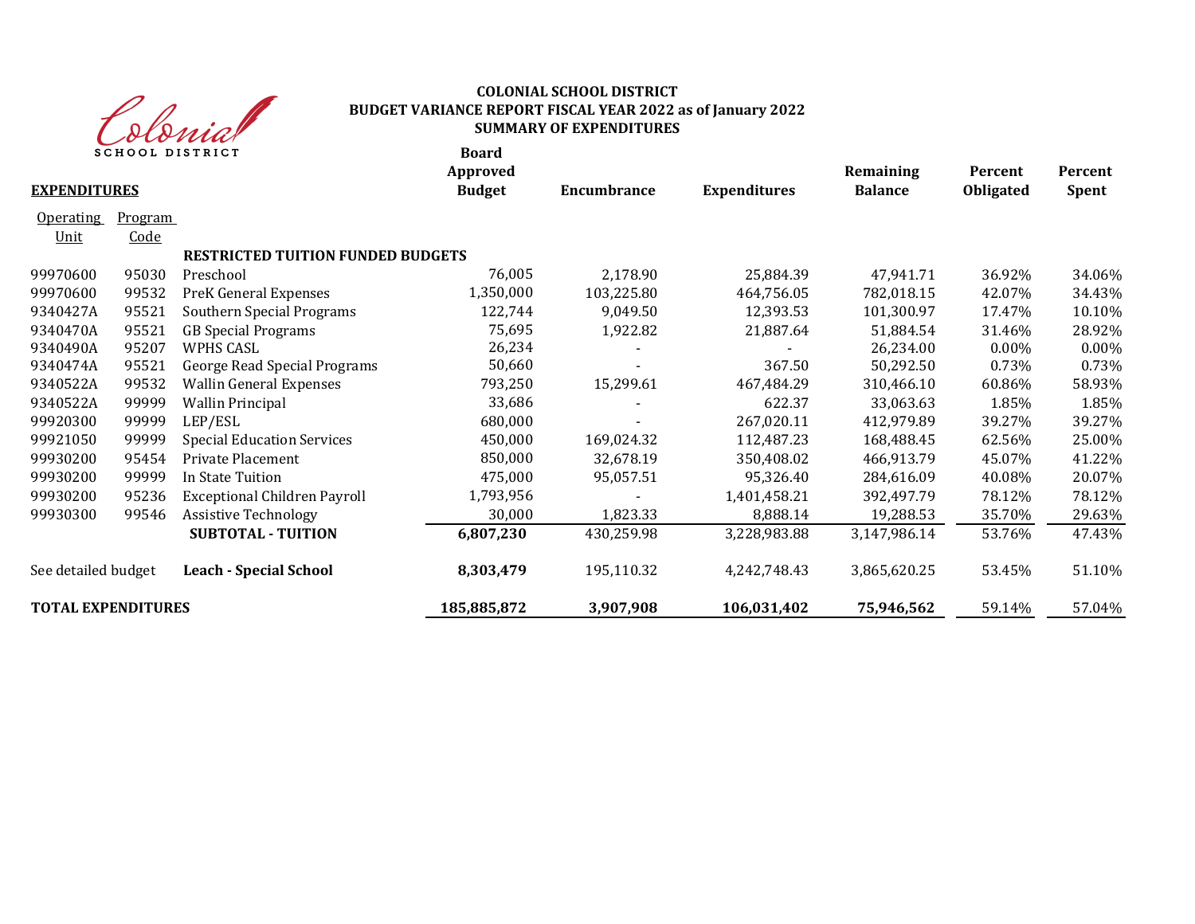# COLONIAL SCHOOL DISTRICT
## BUDGET VARIANCE REPORT FISCAL YEAR 2022 as of January 2022
## SUMMARY OF EXPENDITURES

| **EXPENDITURES** | | | **Board Approved Budget** | **Encumbrance** | **Expenditures** | **Remaining Balance** | **Percent Obligated** | **Percent Spent** |
|---|---|---|---|---|---|---|---|---|
| Operating Unit | Program Code | | | | | | | |
| | | **RESTRICTED TUITION FUNDED BUDGETS** | | | | | | |
| 99970600 | 95030 | Preschool | 76,005 | 2,178.90 | 25,884.39 | 47,941.71 | 36.92% | 34.06% |
| 99970600 | 99532 | PreK General Expenses | 1,350,000 | 103,225.80 | 464,756.05 | 782,018.15 | 42.07% | 34.43% |
| 9340427A | 95521 | Southern Special Programs | 122,744 | 9,049.50 | 12,393.53 | 101,300.97 | 17.47% | 10.10% |
| 9340470A | 95521 | GB Special Programs | 75,695 | 1,922.82 | 21,887.64 | 51,884.54 | 31.46% | 28.92% |
| 9340490A | 95207 | WPHS CASL | 26,234 | - | - | 26,234.00 | 0.00% | 0.00% |
| 9340474A | 95521 | George Read Special Programs | 50,660 | - | 367.50 | 50,292.50 | 0.73% | 0.73% |
| 9340522A | 99532 | Wallin General Expenses | 793,250 | 15,299.61 | 467,484.29 | 310,466.10 | 60.86% | 58.93% |
| 9340522A | 99999 | Wallin Principal | 33,686 | - | 622.37 | 33,063.63 | 1.85% | 1.85% |
| 99920300 | 99999 | LEP/ESL | 680,000 | - | 267,020.11 | 412,979.89 | 39.27% | 39.27% |
| 99921050 | 99999 | Special Education Services | 450,000 | 169,024.32 | 112,487.23 | 168,488.45 | 62.56% | 25.00% |
| 99930200 | 95454 | Private Placement | 850,000 | 32,678.19 | 350,408.02 | 466,913.79 | 45.07% | 41.22% |
| 99930200 | 99999 | In State Tuition | 475,000 | 95,057.51 | 95,326.40 | 284,616.09 | 40.08% | 20.07% |
| 99930200 | 95236 | Exceptional Children Payroll | 1,793,956 | - | 1,401,458.21 | 392,497.79 | 78.12% | 78.12% |
| 99930300 | 99546 | Assistive Technology | 30,000 | 1,823.33 | 8,888.14 | 19,288.53 | 35.70% | 29.63% |
| | | **SUBTOTAL - TUITION** | **6,807,230** | 430,259.98 | 3,228,983.88 | 3,147,986.14 | 53.76% | 47.43% |
| See detailed budget | | **Leach - Special School** | **8,303,479** | 195,110.32 | 4,242,748.43 | 3,865,620.25 | 53.45% | 51.10% |
| **TOTAL EXPENDITURES** | | | **185,885,872** | **3,907,908** | **106,031,402** | **75,946,562** | 59.14% | 57.04% |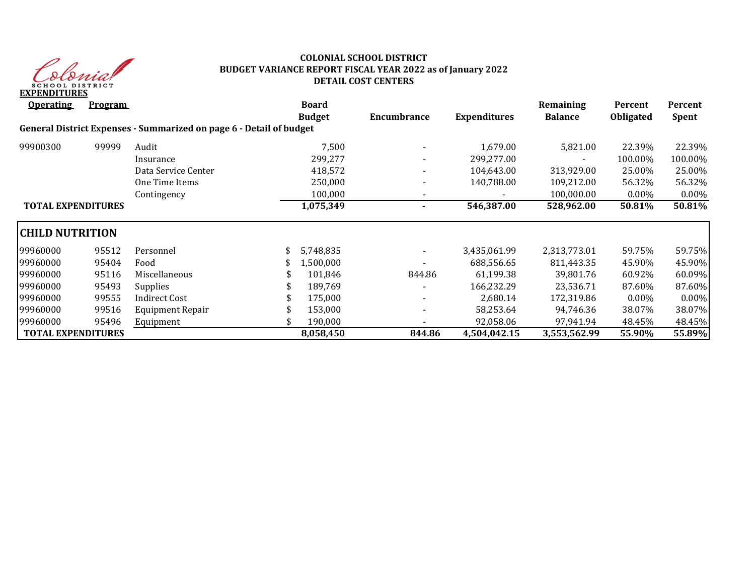Colonial SCHOOL DISTRICT

**COLONIAL SCHOOL DISTRICT**
**BUDGET VARIANCE REPORT FISCAL YEAR 2022 as of January 2022**
**DETAIL COST CENTERS**

**EXPENDITURES**

| Operating | Program | | Board Budget | Encumbrance | Expenditures | Remaining Balance | Percent Obligated | Percent Spent |
|---|---|---|---|---|---|---|---|---|
| **General District Expenses - Summarized on page 6 - Detail of budget** | | | | | | | | |
| 99900300 | 99999 | Audit | 7,500 | - | 1,679.00 | 5,821.00 | 22.39% | 22.39% |
| | | Insurance | 299,277 | - | 299,277.00 | - | 100.00% | 100.00% |
| | | Data Service Center | 418,572 | - | 104,643.00 | 313,929.00 | 25.00% | 25.00% |
| | | One Time Items | 250,000 | - | 140,788.00 | 109,212.00 | 56.32% | 56.32% |
| | | Contingency | 100,000 | - | - | 100,000.00 | 0.00% | 0.00% |
| **TOTAL EXPENDITURES** | | | **1,075,349** | **-** | **546,387.00** | **528,962.00** | **50.81%** | **50.81%** |

**CHILD NUTRITION**

| | | | Board Budget | Encumbrance | Expenditures | Remaining Balance | Percent Obligated | Percent Spent |
|---|---|---|---|---|---|---|---|---|
| 99960000 | 95512 | Personnel | $ 5,748,835 | - | 3,435,061.99 | 2,313,773.01 | 59.75% | 59.75% |
| 99960000 | 95404 | Food | $ 1,500,000 | - | 688,556.65 | 811,443.35 | 45.90% | 45.90% |
| 99960000 | 95116 | Miscellaneous | $ 101,846 | 844.86 | 61,199.38 | 39,801.76 | 60.92% | 60.09% |
| 99960000 | 95493 | Supplies | $ 189,769 | - | 166,232.29 | 23,536.71 | 87.60% | 87.60% |
| 99960000 | 99555 | Indirect Cost | $ 175,000 | - | 2,680.14 | 172,319.86 | 0.00% | 0.00% |
| 99960000 | 99516 | Equipment Repair | $ 153,000 | - | 58,253.64 | 94,746.36 | 38.07% | 38.07% |
| 99960000 | 95496 | Equipment | $ 190,000 | - | 92,058.06 | 97,941.94 | 48.45% | 48.45% |
| **TOTAL EXPENDITURES** | | | **8,058,450** | **844.86** | **4,504,042.15** | **3,553,562.99** | **55.90%** | **55.89%** |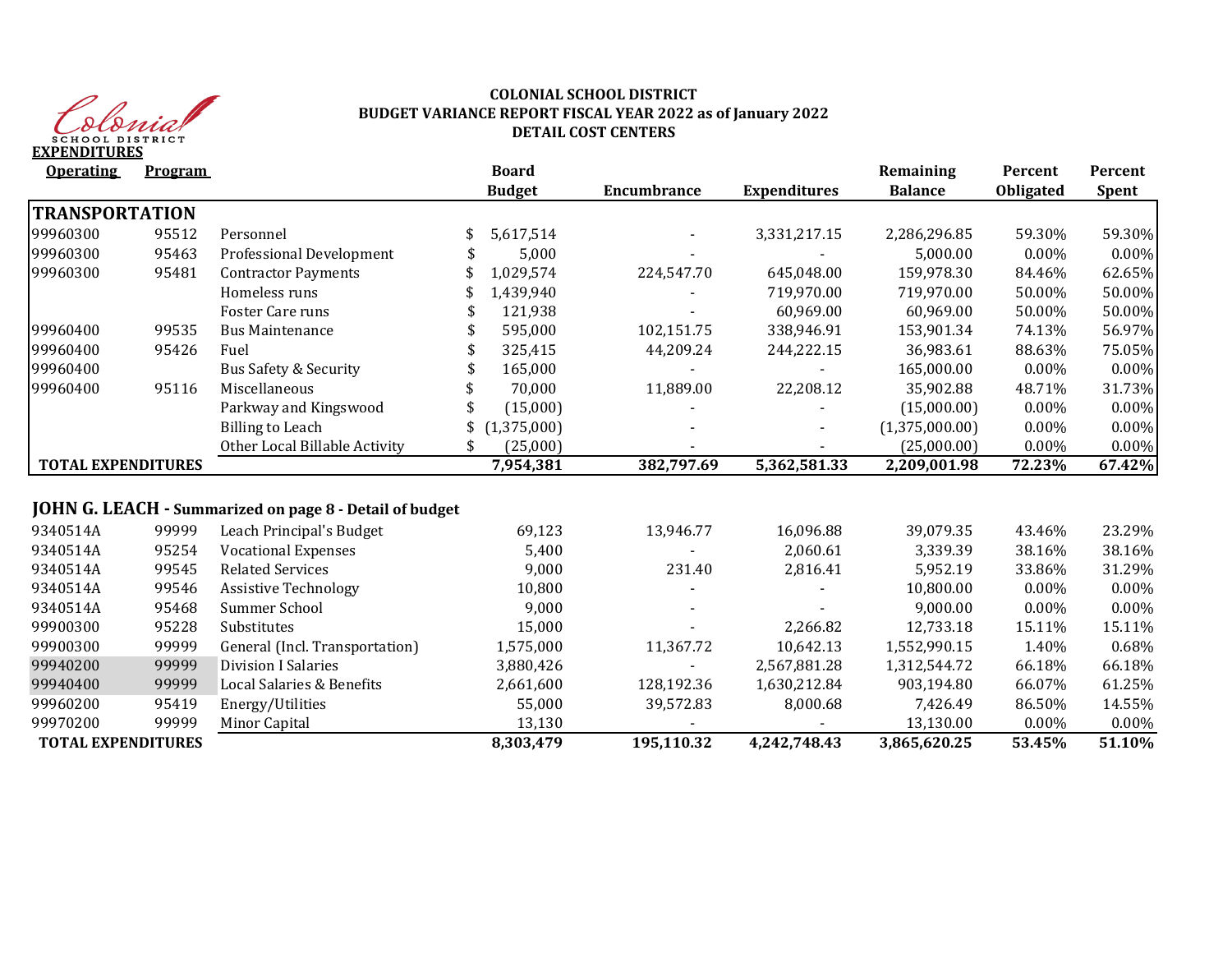**COLONIAL SCHOOL DISTRICT**
**BUDGET VARIANCE REPORT FISCAL YEAR 2022 as of January 2022**
**DETAIL COST CENTERS**

**EXPENDITURES**

| Operating | Program | | Board Budget | Encumbrance | Expenditures | Remaining Balance | Percent Obligated | Percent Spent |
|---|---|---|---|---|---|---|---|---|
| **TRANSPORTATION** | | | | | | | | |
| 99960300 | 95512 | Personnel | $ 5,617,514 | - | 3,331,217.15 | 2,286,296.85 | 59.30% | 59.30% |
| 99960300 | 95463 | Professional Development | $ 5,000 | - | - | 5,000.00 | 0.00% | 0.00% |
| 99960300 | 95481 | Contractor Payments | $ 1,029,574 | 224,547.70 | 645,048.00 | 159,978.30 | 84.46% | 62.65% |
| | | Homeless runs | $ 1,439,940 | - | 719,970.00 | 719,970.00 | 50.00% | 50.00% |
| | | Foster Care runs | $ 121,938 | - | 60,969.00 | 60,969.00 | 50.00% | 50.00% |
| 99960400 | 99535 | Bus Maintenance | $ 595,000 | 102,151.75 | 338,946.91 | 153,901.34 | 74.13% | 56.97% |
| 99960400 | 95426 | Fuel | $ 325,415 | 44,209.24 | 244,222.15 | 36,983.61 | 88.63% | 75.05% |
| 99960400 | | Bus Safety & Security | $ 165,000 | - | - | 165,000.00 | 0.00% | 0.00% |
| 99960400 | 95116 | Miscellaneous | $ 70,000 | 11,889.00 | 22,208.12 | 35,902.88 | 48.71% | 31.73% |
| | | Parkway and Kingswood | $ (15,000) | - | - | (15,000.00) | 0.00% | 0.00% |
| | | Billing to Leach | $ (1,375,000) | - | - | (1,375,000.00) | 0.00% | 0.00% |
| | | Other Local Billable Activity | $ (25,000) | - | - | (25,000.00) | 0.00% | 0.00% |
| **TOTAL EXPENDITURES** | | | **7,954,381** | **382,797.69** | **5,362,581.33** | **2,209,001.98** | **72.23%** | **67.42%** |

**JOHN G. LEACH - Summarized on page 8 - Detail of budget**

| Operating | Program | | Board Budget | Encumbrance | Expenditures | Remaining Balance | Percent Obligated | Percent Spent |
|---|---|---|---|---|---|---|---|---|
| 9340514A | 99999 | Leach Principal's Budget | 69,123 | 13,946.77 | 16,096.88 | 39,079.35 | 43.46% | 23.29% |
| 9340514A | 95254 | Vocational Expenses | 5,400 | - | 2,060.61 | 3,339.39 | 38.16% | 38.16% |
| 9340514A | 99545 | Related Services | 9,000 | 231.40 | 2,816.41 | 5,952.19 | 33.86% | 31.29% |
| 9340514A | 99546 | Assistive Technology | 10,800 | - | - | 10,800.00 | 0.00% | 0.00% |
| 9340514A | 95468 | Summer School | 9,000 | - | - | 9,000.00 | 0.00% | 0.00% |
| 99900300 | 95228 | Substitutes | 15,000 | - | 2,266.82 | 12,733.18 | 15.11% | 15.11% |
| 99900300 | 99999 | General (Incl. Transportation) | 1,575,000 | 11,367.72 | 10,642.13 | 1,552,990.15 | 1.40% | 0.68% |
| 99940200 | 99999 | Division I Salaries | 3,880,426 | - | 2,567,881.28 | 1,312,544.72 | 66.18% | 66.18% |
| 99940400 | 99999 | Local Salaries & Benefits | 2,661,600 | 128,192.36 | 1,630,212.84 | 903,194.80 | 66.07% | 61.25% |
| 99960200 | 95419 | Energy/Utilities | 55,000 | 39,572.83 | 8,000.68 | 7,426.49 | 86.50% | 14.55% |
| 99970200 | 99999 | Minor Capital | 13,130 | - | - | 13,130.00 | 0.00% | 0.00% |
| **TOTAL EXPENDITURES** | | | **8,303,479** | **195,110.32** | **4,242,748.43** | **3,865,620.25** | **53.45%** | **51.10%** |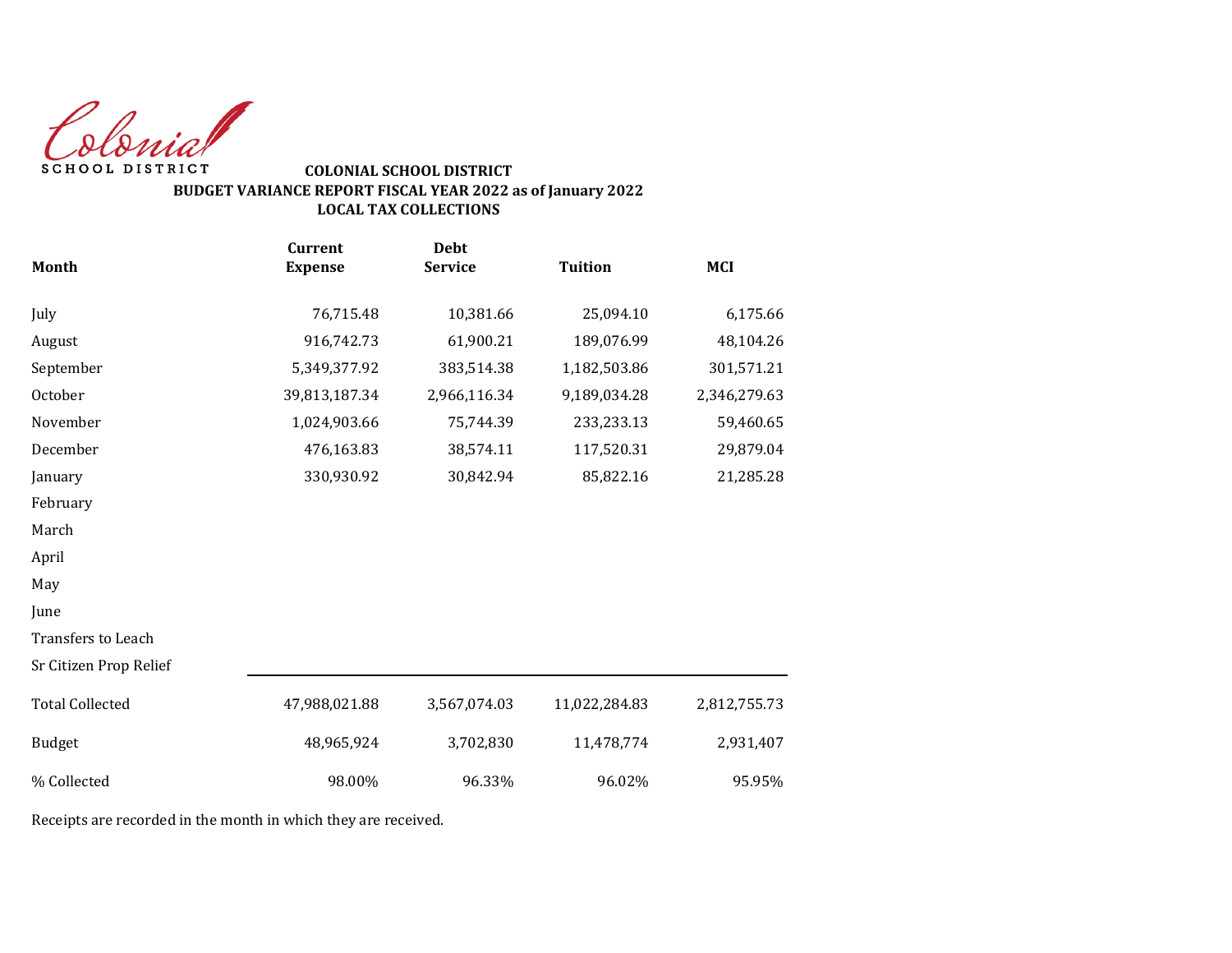Colonial SCHOOL DISTRICT

**COLONIAL SCHOOL DISTRICT**
**BUDGET VARIANCE REPORT FISCAL YEAR 2022 as of January 2022**
**LOCAL TAX COLLECTIONS**

| Month | Current Expense | Debt Service | Tuition | MCI |
|---|---|---|---|---|
| July | 76,715.48 | 10,381.66 | 25,094.10 | 6,175.66 |
| August | 916,742.73 | 61,900.21 | 189,076.99 | 48,104.26 |
| September | 5,349,377.92 | 383,514.38 | 1,182,503.86 | 301,571.21 |
| October | 39,813,187.34 | 2,966,116.34 | 9,189,034.28 | 2,346,279.63 |
| November | 1,024,903.66 | 75,744.39 | 233,233.13 | 59,460.65 |
| December | 476,163.83 | 38,574.11 | 117,520.31 | 29,879.04 |
| January | 330,930.92 | 30,842.94 | 85,822.16 | 21,285.28 |
| February | | | | |
| March | | | | |
| April | | | | |
| May | | | | |
| June | | | | |
| Transfers to Leach | | | | |
| Sr Citizen Prop Relief | | | | |
| Total Collected | 47,988,021.88 | 3,567,074.03 | 11,022,284.83 | 2,812,755.73 |
| Budget | 48,965,924 | 3,702,830 | 11,478,774 | 2,931,407 |
| % Collected | 98.00% | 96.33% | 96.02% | 95.95% |

Receipts are recorded in the month in which they are received.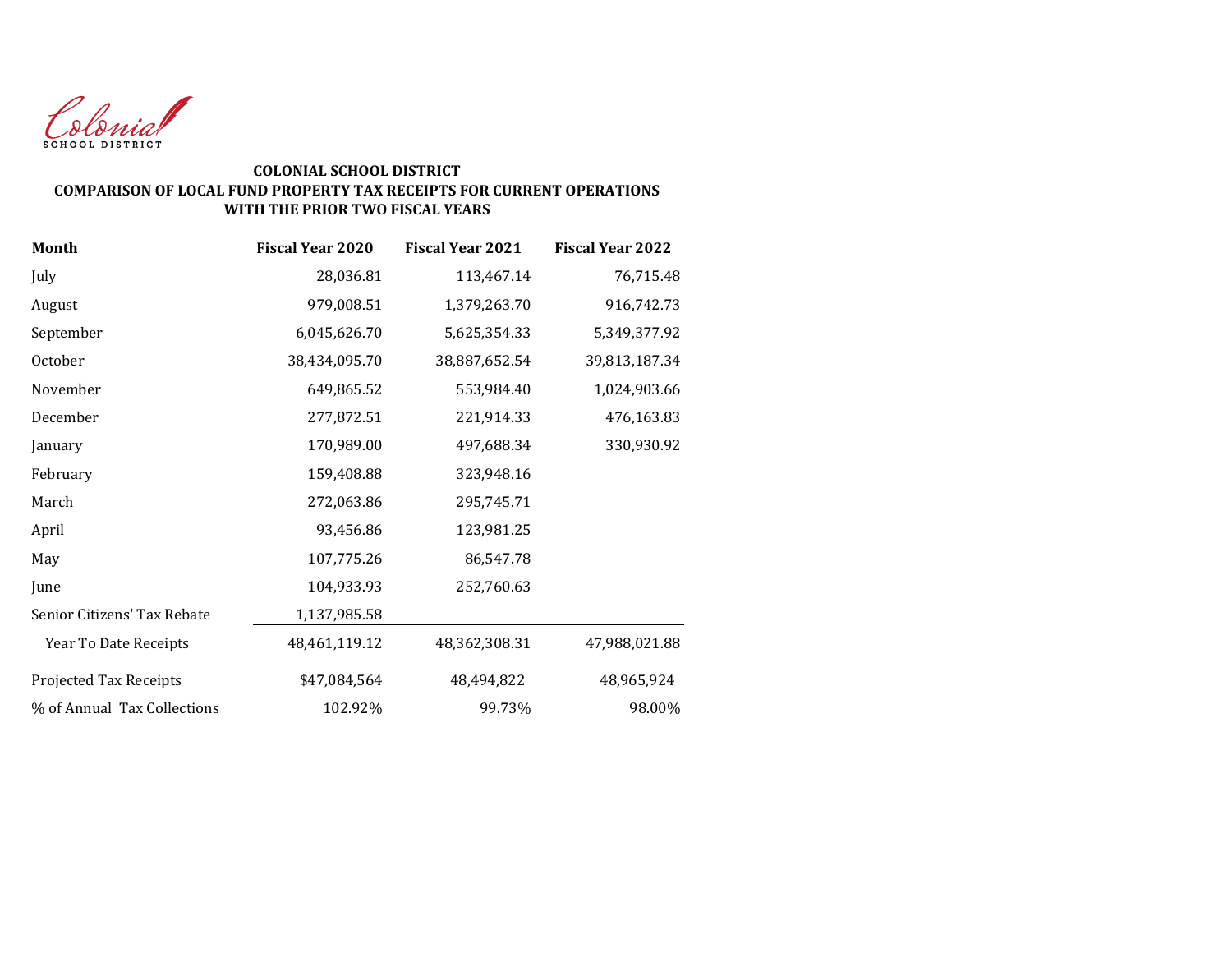Colonial
SCHOOL DISTRICT

**COLONIAL SCHOOL DISTRICT**
**COMPARISON OF LOCAL FUND PROPERTY TAX RECEIPTS FOR CURRENT OPERATIONS WITH THE PRIOR TWO FISCAL YEARS**

| Month | Fiscal Year 2020 | Fiscal Year 2021 | Fiscal Year 2022 |
|---|---|---|---|
| July | 28,036.81 | 113,467.14 | 76,715.48 |
| August | 979,008.51 | 1,379,263.70 | 916,742.73 |
| September | 6,045,626.70 | 5,625,354.33 | 5,349,377.92 |
| October | 38,434,095.70 | 38,887,652.54 | 39,813,187.34 |
| November | 649,865.52 | 553,984.40 | 1,024,903.66 |
| December | 277,872.51 | 221,914.33 | 476,163.83 |
| January | 170,989.00 | 497,688.34 | 330,930.92 |
| February | 159,408.88 | 323,948.16 | |
| March | 272,063.86 | 295,745.71 | |
| April | 93,456.86 | 123,981.25 | |
| May | 107,775.26 | 86,547.78 | |
| June | 104,933.93 | 252,760.63 | |
| Senior Citizens' Tax Rebate | 1,137,985.58 | | |
| Year To Date Receipts | 48,461,119.12 | 48,362,308.31 | 47,988,021.88 |
| Projected Tax Receipts | $47,084,564 | 48,494,822 | 48,965,924 |
| % of Annual Tax Collections | 102.92% | 99.73% | 98.00% |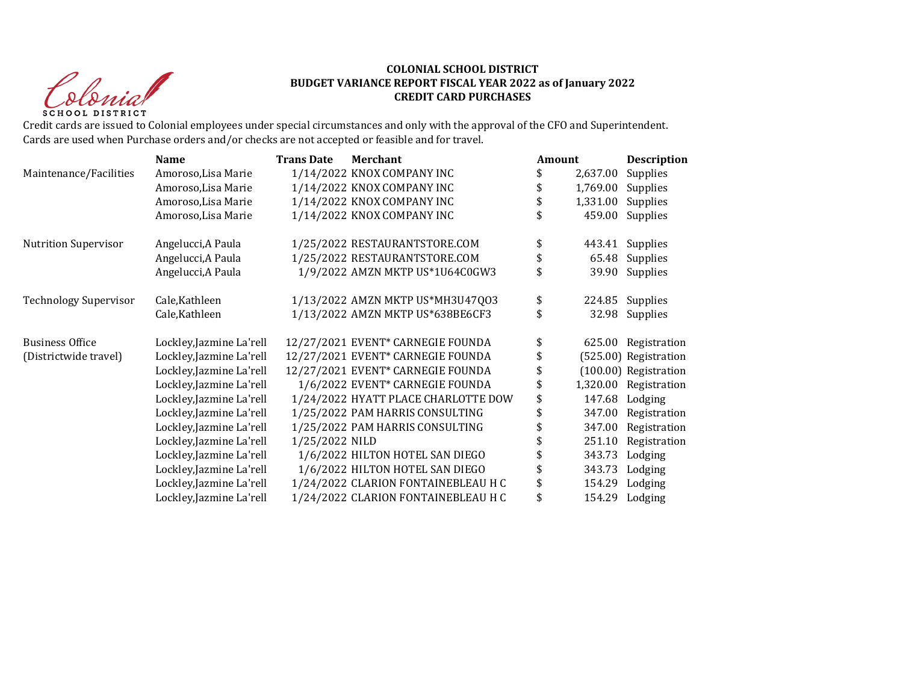**COLONIAL SCHOOL DISTRICT**
**BUDGET VARIANCE REPORT FISCAL YEAR 2022 as of January 2022**
**CREDIT CARD PURCHASES**

Credit cards are issued to Colonial employees under special circumstances and only with the approval of the CFO and Superintendent.
Cards are used when Purchase orders and/or checks are not accepted or feasible and for travel.

| | Name | Trans Date | Merchant | Amount | Description |
|---|---|---|---|---|---|
| Maintenance/Facilities | Amoroso,Lisa Marie | 1/14/2022 | KNOX COMPANY INC | $ 2,637.00 | Supplies |
| | Amoroso,Lisa Marie | 1/14/2022 | KNOX COMPANY INC | $ 1,769.00 | Supplies |
| | Amoroso,Lisa Marie | 1/14/2022 | KNOX COMPANY INC | $ 1,331.00 | Supplies |
| | Amoroso,Lisa Marie | 1/14/2022 | KNOX COMPANY INC | $ 459.00 | Supplies |
| Nutrition Supervisor | Angelucci,A Paula | 1/25/2022 | RESTAURANTSTORE.COM | $ 443.41 | Supplies |
| | Angelucci,A Paula | 1/25/2022 | RESTAURANTSTORE.COM | $ 65.48 | Supplies |
| | Angelucci,A Paula | 1/9/2022 | AMZN MKTP US*1U64C0GW3 | $ 39.90 | Supplies |
| Technology Supervisor | Cale,Kathleen | 1/13/2022 | AMZN MKTP US*MH3U47QO3 | $ 224.85 | Supplies |
| | Cale,Kathleen | 1/13/2022 | AMZN MKTP US*638BE6CF3 | $ 32.98 | Supplies |
| Business Office (Districtwide travel) | Lockley,Jazmine La'rell | 12/27/2021 | EVENT* CARNEGIE FOUNDA | $ 625.00 | Registration |
| | Lockley,Jazmine La'rell | 12/27/2021 | EVENT* CARNEGIE FOUNDA | $ (525.00) | Registration |
| | Lockley,Jazmine La'rell | 12/27/2021 | EVENT* CARNEGIE FOUNDA | $ (100.00) | Registration |
| | Lockley,Jazmine La'rell | 1/6/2022 | EVENT* CARNEGIE FOUNDA | $ 1,320.00 | Registration |
| | Lockley,Jazmine La'rell | 1/24/2022 | HYATT PLACE CHARLOTTE DOW | $ 147.68 | Lodging |
| | Lockley,Jazmine La'rell | 1/25/2022 | PAM HARRIS CONSULTING | $ 347.00 | Registration |
| | Lockley,Jazmine La'rell | 1/25/2022 | PAM HARRIS CONSULTING | $ 347.00 | Registration |
| | Lockley,Jazmine La'rell | 1/25/2022 | NILD | $ 251.10 | Registration |
| | Lockley,Jazmine La'rell | 1/6/2022 | HILTON HOTEL SAN DIEGO | $ 343.73 | Lodging |
| | Lockley,Jazmine La'rell | 1/6/2022 | HILTON HOTEL SAN DIEGO | $ 343.73 | Lodging |
| | Lockley,Jazmine La'rell | 1/24/2022 | CLARION FONTAINEBLEAU H C | $ 154.29 | Lodging |
| | Lockley,Jazmine La'rell | 1/24/2022 | CLARION FONTAINEBLEAU H C | $ 154.29 | Lodging |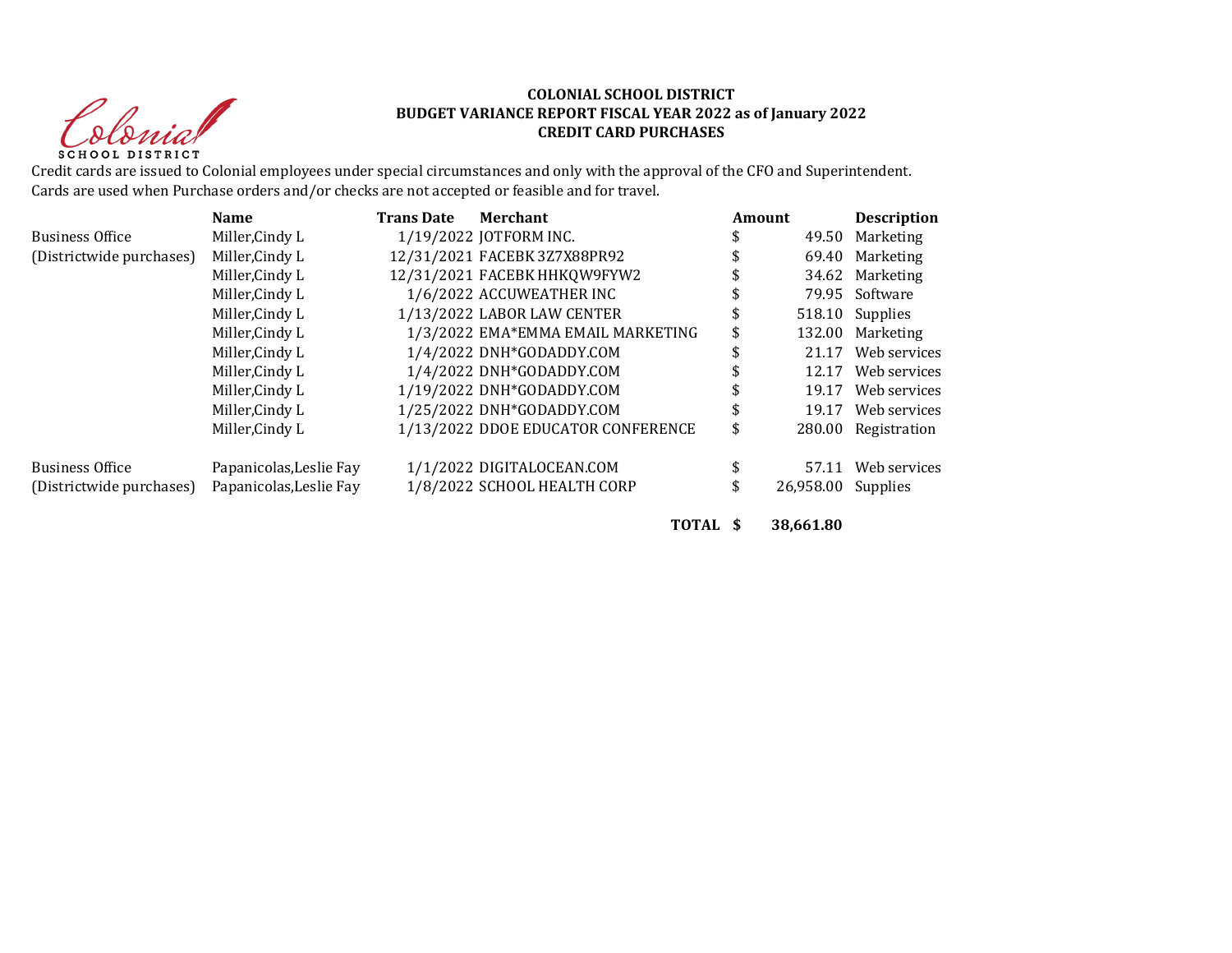**COLONIAL SCHOOL DISTRICT**
**BUDGET VARIANCE REPORT FISCAL YEAR 2022 as of January 2022**
**CREDIT CARD PURCHASES**

Credit cards are issued to Colonial employees under special circumstances and only with the approval of the CFO and Superintendent.
Cards are used when Purchase orders and/or checks are not accepted or feasible and for travel.

| | Name | Trans Date | Merchant | Amount | Description |
|---|---|---|---|---|---|
| Business Office | Miller,Cindy L | 1/19/2022 | JOTFORM INC. | $ 49.50 | Marketing |
| (Districtwide purchases) | Miller,Cindy L | 12/31/2021 | FACEBK 3Z7X88PR92 | $ 69.40 | Marketing |
| | Miller,Cindy L | 12/31/2021 | FACEBK HHKQW9FYW2 | $ 34.62 | Marketing |
| | Miller,Cindy L | 1/6/2022 | ACCUWEATHER INC | $ 79.95 | Software |
| | Miller,Cindy L | 1/13/2022 | LABOR LAW CENTER | $ 518.10 | Supplies |
| | Miller,Cindy L | 1/3/2022 | EMA*EMMA EMAIL MARKETING | $ 132.00 | Marketing |
| | Miller,Cindy L | 1/4/2022 | DNH*GODADDY.COM | $ 21.17 | Web services |
| | Miller,Cindy L | 1/4/2022 | DNH*GODADDY.COM | $ 12.17 | Web services |
| | Miller,Cindy L | 1/19/2022 | DNH*GODADDY.COM | $ 19.17 | Web services |
| | Miller,Cindy L | 1/25/2022 | DNH*GODADDY.COM | $ 19.17 | Web services |
| | Miller,Cindy L | 1/13/2022 | DDOE EDUCATOR CONFERENCE | $ 280.00 | Registration |
| | | | | | |
| Business Office | Papanicolas,Leslie Fay | 1/1/2022 | DIGITALOCEAN.COM | $ 57.11 | Web services |
| (Districtwide purchases) | Papanicolas,Leslie Fay | 1/8/2022 | SCHOOL HEALTH CORP | $ 26,958.00 | Supplies |
| | | | | | |
| | | | **TOTAL** | **$ 38,661.80** | |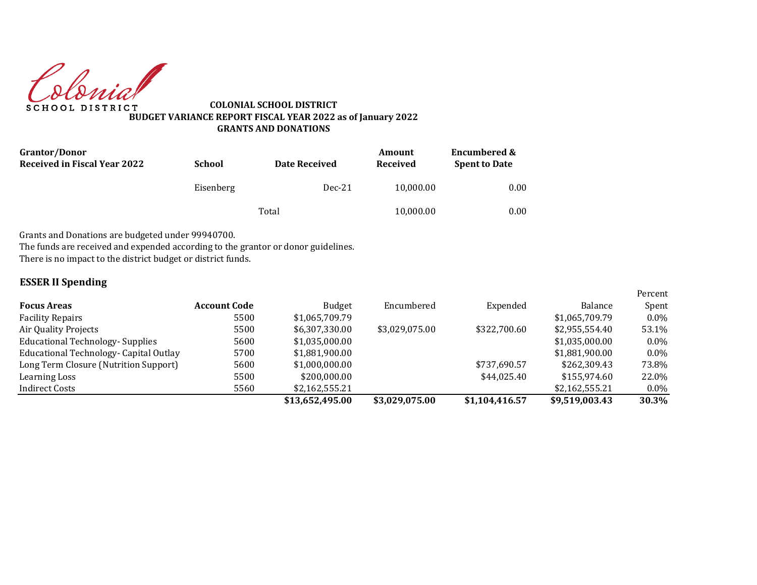Colonial SCHOOL DISTRICT

**COLONIAL SCHOOL DISTRICT**
**BUDGET VARIANCE REPORT FISCAL YEAR 2022 as of January 2022**
**GRANTS AND DONATIONS**

| Grantor/Donor Received in Fiscal Year 2022 | School | Date Received | Amount Received | Encumbered & Spent to Date |
|---|---|---|---|---|
| | Eisenberg | Dec-21 | 10,000.00 | 0.00 |
| | | Total | 10,000.00 | 0.00 |

Grants and Donations are budgeted under 99940700.
The funds are received and expended according to the grantor or donor guidelines.
There is no impact to the district budget or district funds.

## ESSER II Spending

| Focus Areas | Account Code | Budget | Encumbered | Expended | Balance | Percent Spent |
|---|---|---|---|---|---|---|
| Facility Repairs | 5500 | $1,065,709.79 | | | $1,065,709.79 | 0.0% |
| Air Quality Projects | 5500 | $6,307,330.00 | $3,029,075.00 | $322,700.60 | $2,955,554.40 | 53.1% |
| Educational Technology- Supplies | 5600 | $1,035,000.00 | | | $1,035,000.00 | 0.0% |
| Educational Technology- Capital Outlay | 5700 | $1,881,900.00 | | | $1,881,900.00 | 0.0% |
| Long Term Closure (Nutrition Support) | 5600 | $1,000,000.00 | | $737,690.57 | $262,309.43 | 73.8% |
| Learning Loss | 5500 | $200,000.00 | | $44,025.40 | $155,974.60 | 22.0% |
| Indirect Costs | 5560 | $2,162,555.21 | | | $2,162,555.21 | 0.0% |
| | | **$13,652,495.00** | **$3,029,075.00** | **$1,104,416.57** | **$9,519,003.43** | **30.3%** |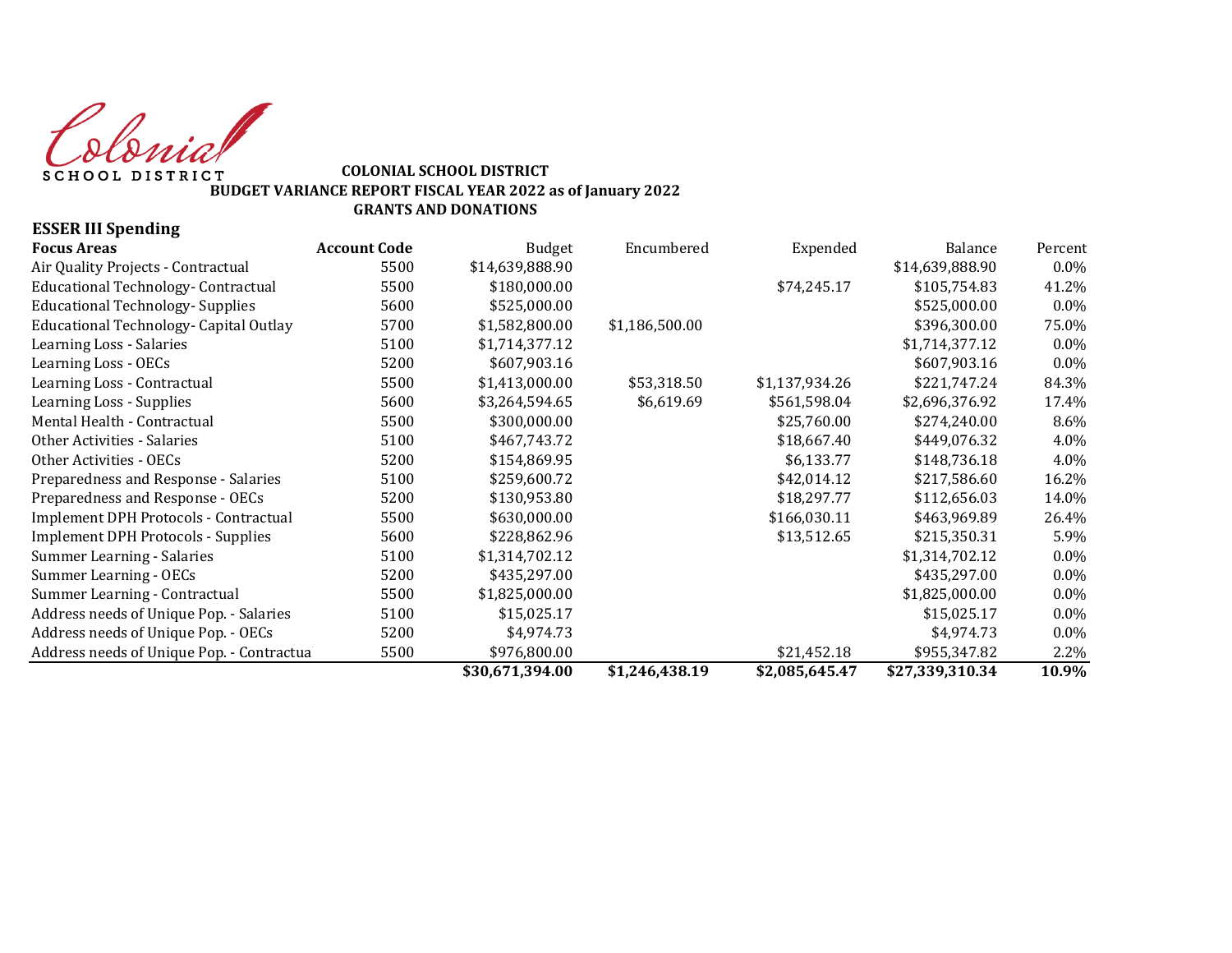Colonial SCHOOL DISTRICT

**COLONIAL SCHOOL DISTRICT**
**BUDGET VARIANCE REPORT FISCAL YEAR 2022 as of January 2022**
**GRANTS AND DONATIONS**

## ESSER III Spending

| Focus Areas | Account Code | Budget | Encumbered | Expended | Balance | Percent |
|---|---|---|---|---|---|---|
| Air Quality Projects - Contractual | 5500 | $14,639,888.90 | | | $14,639,888.90 | 0.0% |
| Educational Technology- Contractual | 5500 | $180,000.00 | | $74,245.17 | $105,754.83 | 41.2% |
| Educational Technology- Supplies | 5600 | $525,000.00 | | | $525,000.00 | 0.0% |
| Educational Technology- Capital Outlay | 5700 | $1,582,800.00 | $1,186,500.00 | | $396,300.00 | 75.0% |
| Learning Loss - Salaries | 5100 | $1,714,377.12 | | | $1,714,377.12 | 0.0% |
| Learning Loss - OECs | 5200 | $607,903.16 | | | $607,903.16 | 0.0% |
| Learning Loss - Contractual | 5500 | $1,413,000.00 | $53,318.50 | $1,137,934.26 | $221,747.24 | 84.3% |
| Learning Loss - Supplies | 5600 | $3,264,594.65 | $6,619.69 | $561,598.04 | $2,696,376.92 | 17.4% |
| Mental Health - Contractual | 5500 | $300,000.00 | | $25,760.00 | $274,240.00 | 8.6% |
| Other Activities - Salaries | 5100 | $467,743.72 | | $18,667.40 | $449,076.32 | 4.0% |
| Other Activities - OECs | 5200 | $154,869.95 | | $6,133.77 | $148,736.18 | 4.0% |
| Preparedness and Response - Salaries | 5100 | $259,600.72 | | $42,014.12 | $217,586.60 | 16.2% |
| Preparedness and Response - OECs | 5200 | $130,953.80 | | $18,297.77 | $112,656.03 | 14.0% |
| Implement DPH Protocols - Contractual | 5500 | $630,000.00 | | $166,030.11 | $463,969.89 | 26.4% |
| Implement DPH Protocols - Supplies | 5600 | $228,862.96 | | $13,512.65 | $215,350.31 | 5.9% |
| Summer Learning - Salaries | 5100 | $1,314,702.12 | | | $1,314,702.12 | 0.0% |
| Summer Learning - OECs | 5200 | $435,297.00 | | | $435,297.00 | 0.0% |
| Summer Learning - Contractual | 5500 | $1,825,000.00 | | | $1,825,000.00 | 0.0% |
| Address needs of Unique Pop. - Salaries | 5100 | $15,025.17 | | | $15,025.17 | 0.0% |
| Address needs of Unique Pop. - OECs | 5200 | $4,974.73 | | | $4,974.73 | 0.0% |
| Address needs of Unique Pop. - Contractua | 5500 | $976,800.00 | | $21,452.18 | $955,347.82 | 2.2% |
| | | **$30,671,394.00** | **$1,246,438.19** | **$2,085,645.47** | **$27,339,310.34** | **10.9%** |